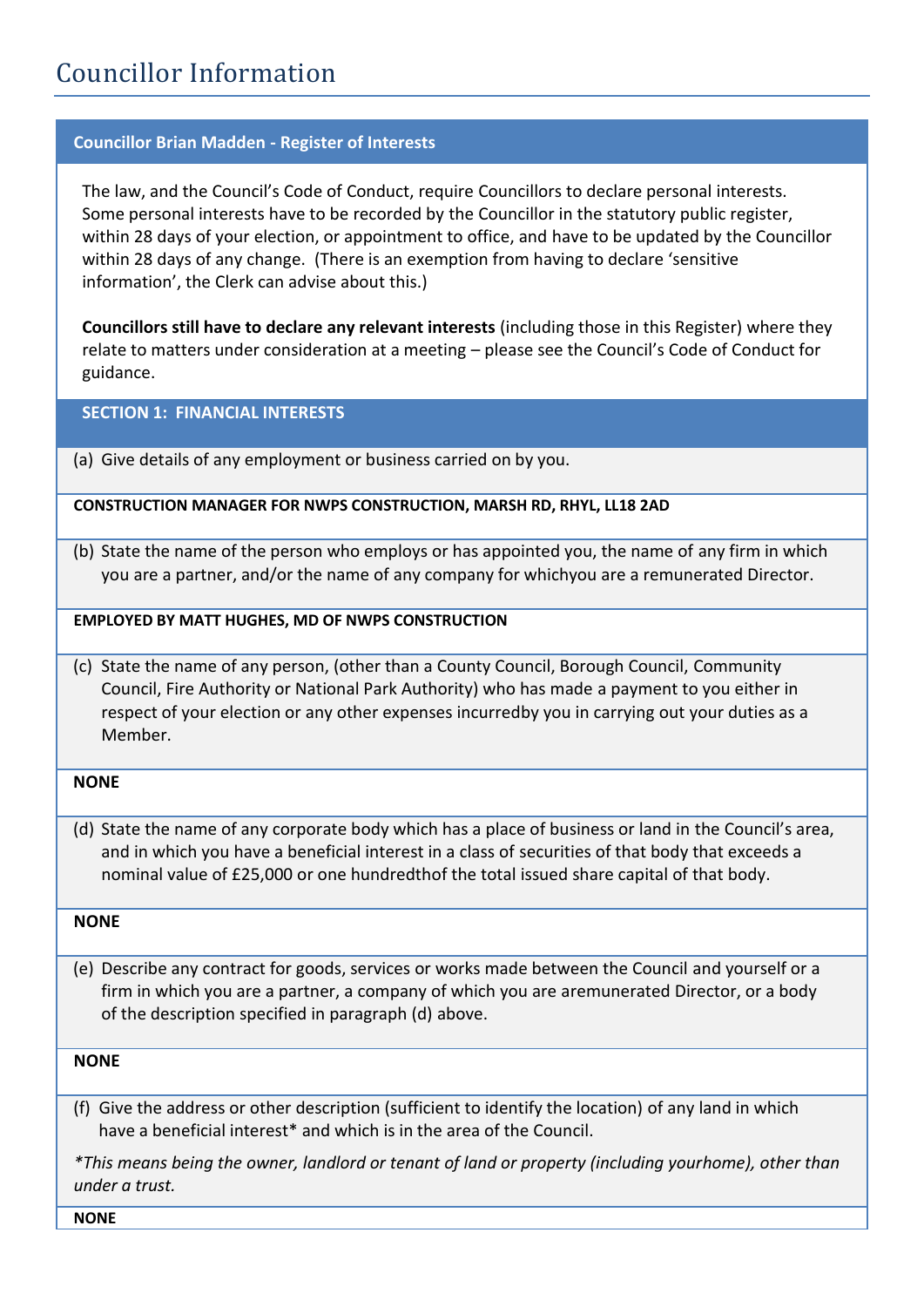# Councillor Information

## Councillor Brian Madden - Register of Interests

The law, and the Council's Code of Conduct, require Councillors to declare personal interests. Some personal interests have to be recorded by the Councillor in the statutory public register, within 28 days of your election, or appointment to office, and have to be updated by the Councillor within 28 days of any change. (There is an exemption from having to declare 'sensitive information', the Clerk can advise about this.)

**Councillors still have to declare any relevant interests** (including those in this Register) where they relate to matters under consideration at a meeting – please see the Council's Code of Conduct for guidance.

### SECTION 1: FINANCIAL INTERESTS

(a) Give details of any employment or business carried on by you.

**CONSTRUCTION MANAGER FOR NWPS CONSTRUCTION, MARSH RD, RHYL, LL18 2AD**

(b) State the name of the person who employs or has appointed you, the name of any firm in which you are a partner, and/or the name of any company for whichyou are a remunerated Director.

**EMPLOYED BY MATT HUGHES, MD OF NWPS CONSTRUCTION**

(c) State the name of any person, (other than a County Council, Borough Council, Community Council, Fire Authority or National Park Authority) who has made a payment to you either in respect of your election or any other expenses incurredby you in carrying out your duties as a Member.

**NONE**

(d) State the name of any corporate body which has a place of business or land in the Council's area, and in which you have a beneficial interest in a class of securities of that body that exceeds a nominal value of £25,000 or one hundredthof the total issued share capital of that body.

**NONE**

(e) Describe any contract for goods, services or works made between the Council and yourself or a firm in which you are a partner, a company of which you are aremunerated Director, or a body of the description specified in paragraph (d) above.

**NONE**

(f) Give the address or other description (sufficient to identify the location) of any land in which have a beneficial interest* and which is in the area of the Council.

*\*This means being the owner, landlord or tenant of land or property (including yourhome), other than under a trust.*

**NONE**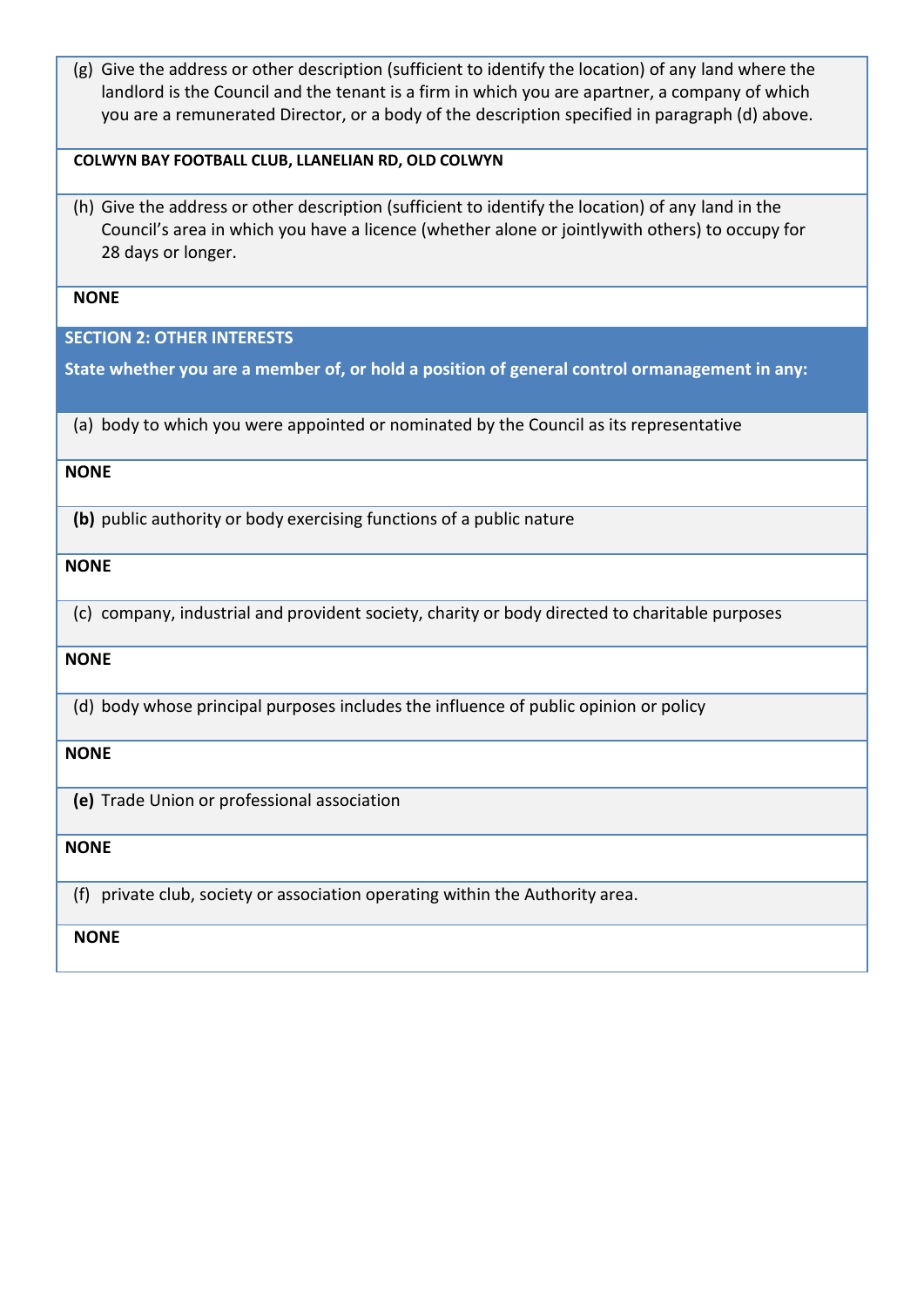(g) Give the address or other description (sufficient to identify the location) of any land where the landlord is the Council and the tenant is a firm in which you are apartner, a company of which you are a remunerated Director, or a body of the description specified in paragraph (d) above.

**COLWYN BAY FOOTBALL CLUB, LLANELIAN RD, OLD COLWYN**

(h) Give the address or other description (sufficient to identify the location) of any land in the Council's area in which you have a licence (whether alone or jointlywith others) to occupy for 28 days or longer.

**NONE**

## SECTION 2: OTHER INTERESTS

**State whether you are a member of, or hold a position of general control ormanagement in any:**

(a) body to which you were appointed or nominated by the Council as its representative

**NONE**

**(b)** public authority or body exercising functions of a public nature

**NONE**

(c) company, industrial and provident society, charity or body directed to charitable purposes

**NONE**

(d) body whose principal purposes includes the influence of public opinion or policy

**NONE**

**(e)** Trade Union or professional association

**NONE**

(f) private club, society or association operating within the Authority area.

**NONE**